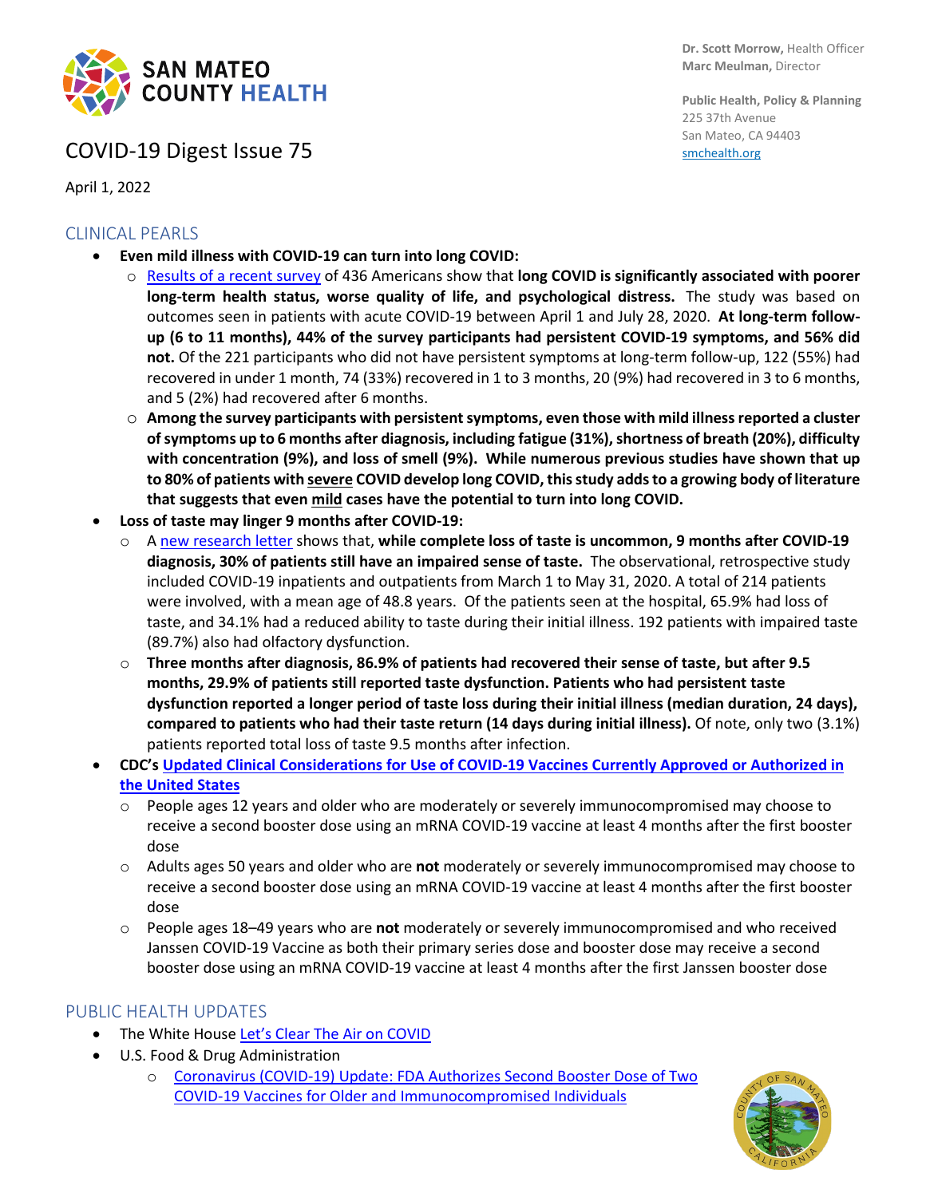SAN MATEO COUNTY HEALTH

**Dr. Scott Morrow,** Health Officer
**Marc Meulman,** Director

**Public Health, Policy & Planning**
225 37th Avenue
San Mateo, CA 94403
smchealth.org

# COVID-19 Digest Issue 75

April 1, 2022

## CLINICAL PEARLS

- **Even mild illness with COVID-19 can turn into long COVID:**
  - Results of a recent survey of 436 Americans show that **long COVID is significantly associated with poorer long-term health status, worse quality of life, and psychological distress.** The study was based on outcomes seen in patients with acute COVID-19 between April 1 and July 28, 2020. **At long-term follow-up (6 to 11 months), 44% of the survey participants had persistent COVID-19 symptoms, and 56% did not.** Of the 221 participants who did not have persistent symptoms at long-term follow-up, 122 (55%) had recovered in under 1 month, 74 (33%) recovered in 1 to 3 months, 20 (9%) had recovered in 3 to 6 months, and 5 (2%) had recovered after 6 months.
  - **Among the survey participants with persistent symptoms, even those with mild illness reported a cluster of symptoms up to 6 months after diagnosis, including fatigue (31%), shortness of breath (20%), difficulty with concentration (9%), and loss of smell (9%). While numerous previous studies have shown that up to 80% of patients with severe COVID develop long COVID, this study adds to a growing body of literature that suggests that even mild cases have the potential to turn into long COVID.**
- **Loss of taste may linger 9 months after COVID-19:**
  - A new research letter shows that, **while complete loss of taste is uncommon, 9 months after COVID-19 diagnosis, 30% of patients still have an impaired sense of taste.** The observational, retrospective study included COVID-19 inpatients and outpatients from March 1 to May 31, 2020. A total of 214 patients were involved, with a mean age of 48.8 years. Of the patients seen at the hospital, 65.9% had loss of taste, and 34.1% had a reduced ability to taste during their initial illness. 192 patients with impaired taste (89.7%) also had olfactory dysfunction.
  - **Three months after diagnosis, 86.9% of patients had recovered their sense of taste, but after 9.5 months, 29.9% of patients still reported taste dysfunction. Patients who had persistent taste dysfunction reported a longer period of taste loss during their initial illness (median duration, 24 days), compared to patients who had their taste return (14 days during initial illness).** Of note, only two (3.1%) patients reported total loss of taste 9.5 months after infection.
- **CDC's Updated Clinical Considerations for Use of COVID-19 Vaccines Currently Approved or Authorized in the United States**
  - People ages 12 years and older who are moderately or severely immunocompromised may choose to receive a second booster dose using an mRNA COVID-19 vaccine at least 4 months after the first booster dose
  - Adults ages 50 years and older who are **not** moderately or severely immunocompromised may choose to receive a second booster dose using an mRNA COVID-19 vaccine at least 4 months after the first booster dose
  - People ages 18–49 years who are **not** moderately or severely immunocompromised and who received Janssen COVID-19 Vaccine as both their primary series dose and booster dose may receive a second booster dose using an mRNA COVID-19 vaccine at least 4 months after the first Janssen booster dose

## PUBLIC HEALTH UPDATES

- The White House Let's Clear The Air on COVID
- U.S. Food & Drug Administration
  - Coronavirus (COVID-19) Update: FDA Authorizes Second Booster Dose of Two COVID-19 Vaccines for Older and Immunocompromised Individuals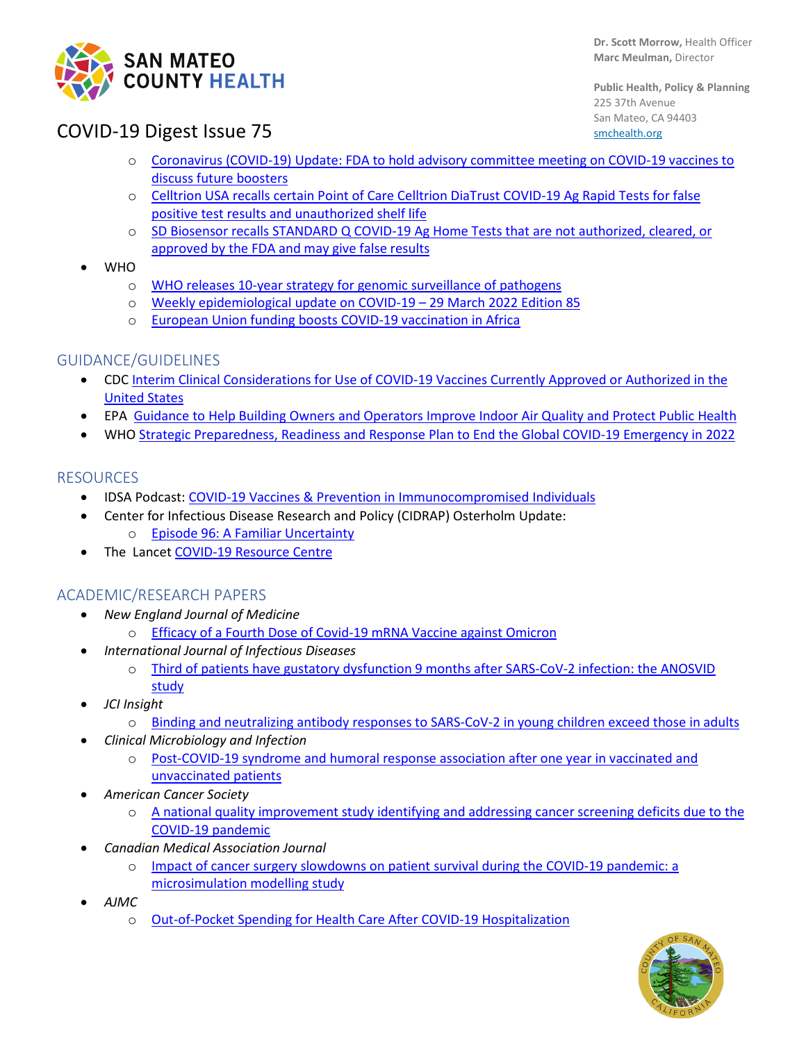- Coronavirus (COVID-19) Update: FDA to hold advisory committee meeting on COVID-19 vaccines to discuss future boosters
    - Celltrion USA recalls certain Point of Care Celltrion DiaTrust COVID-19 Ag Rapid Tests for false positive test results and unauthorized shelf life
    - SD Biosensor recalls STANDARD Q COVID-19 Ag Home Tests that are not authorized, cleared, or approved by the FDA and may give false results
- WHO
    - WHO releases 10-year strategy for genomic surveillance of pathogens
    - Weekly epidemiological update on COVID-19 – 29 March 2022 Edition 85
    - European Union funding boosts COVID-19 vaccination in Africa

## GUIDANCE/GUIDELINES

- CDC Interim Clinical Considerations for Use of COVID-19 Vaccines Currently Approved or Authorized in the United States
- EPA Guidance to Help Building Owners and Operators Improve Indoor Air Quality and Protect Public Health
- WHO Strategic Preparedness, Readiness and Response Plan to End the Global COVID-19 Emergency in 2022

## RESOURCES

- IDSA Podcast: COVID-19 Vaccines & Prevention in Immunocompromised Individuals
- Center for Infectious Disease Research and Policy (CIDRAP) Osterholm Update:
    - Episode 96: A Familiar Uncertainty
- The Lancet COVID-19 Resource Centre

## ACADEMIC/RESEARCH PAPERS

- *New England Journal of Medicine*
    - Efficacy of a Fourth Dose of Covid-19 mRNA Vaccine against Omicron
- *International Journal of Infectious Diseases*
    - Third of patients have gustatory dysfunction 9 months after SARS-CoV-2 infection: the ANOSVID study
- *JCI Insight*
    - Binding and neutralizing antibody responses to SARS-CoV-2 in young children exceed those in adults
- *Clinical Microbiology and Infection*
    - Post-COVID-19 syndrome and humoral response association after one year in vaccinated and unvaccinated patients
- *American Cancer Society*
    - A national quality improvement study identifying and addressing cancer screening deficits due to the COVID-19 pandemic
- *Canadian Medical Association Journal*
    - Impact of cancer surgery slowdowns on patient survival during the COVID-19 pandemic: a microsimulation modelling study
- *AJMC*
    - Out-of-Pocket Spending for Health Care After COVID-19 Hospitalization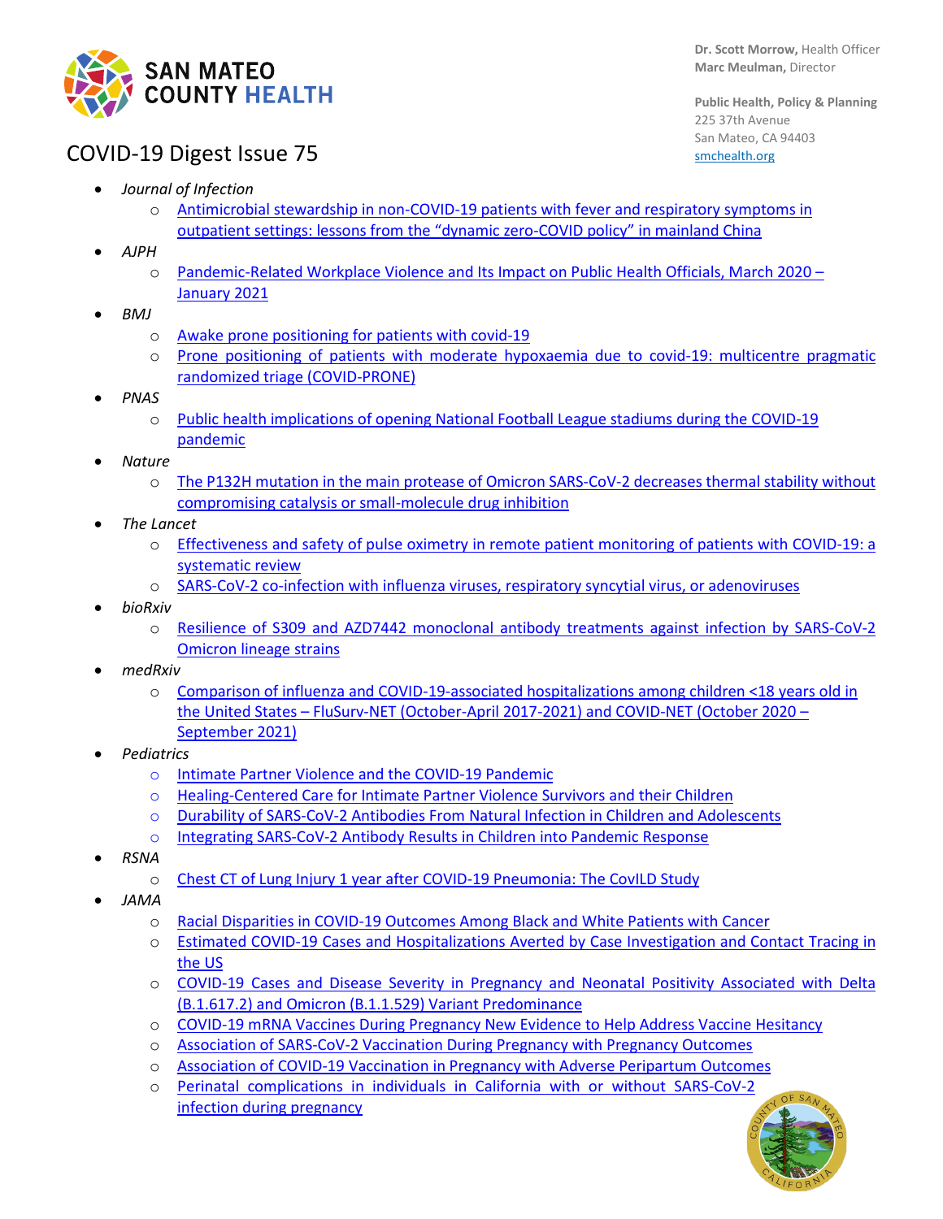Dr. Scott Morrow, Health Officer
Marc Meulman, Director

Public Health, Policy & Planning
225 37th Avenue
San Mateo, CA 94403
smchealth.org

# COVID-19 Digest Issue 75

- *Journal of Infection*
  - Antimicrobial stewardship in non-COVID-19 patients with fever and respiratory symptoms in outpatient settings: lessons from the "dynamic zero-COVID policy" in mainland China
- *AJPH*
  - Pandemic-Related Workplace Violence and Its Impact on Public Health Officials, March 2020 – January 2021
- *BMJ*
  - Awake prone positioning for patients with covid-19
  - Prone positioning of patients with moderate hypoxaemia due to covid-19: multicentre pragmatic randomized triage (COVID-PRONE)
- *PNAS*
  - Public health implications of opening National Football League stadiums during the COVID-19 pandemic
- *Nature*
  - The P132H mutation in the main protease of Omicron SARS-CoV-2 decreases thermal stability without compromising catalysis or small-molecule drug inhibition
- *The Lancet*
  - Effectiveness and safety of pulse oximetry in remote patient monitoring of patients with COVID-19: a systematic review
  - SARS-CoV-2 co-infection with influenza viruses, respiratory syncytial virus, or adenoviruses
- *bioRxiv*
  - Resilience of S309 and AZD7442 monoclonal antibody treatments against infection by SARS-CoV-2 Omicron lineage strains
- *medRxiv*
  - Comparison of influenza and COVID-19-associated hospitalizations among children <18 years old in the United States – FluSurv-NET (October-April 2017-2021) and COVID-NET (October 2020 – September 2021)
- *Pediatrics*
  - Intimate Partner Violence and the COVID-19 Pandemic
  - Healing-Centered Care for Intimate Partner Violence Survivors and their Children
  - Durability of SARS-CoV-2 Antibodies From Natural Infection in Children and Adolescents
  - Integrating SARS-CoV-2 Antibody Results in Children into Pandemic Response
- *RSNA*
  - Chest CT of Lung Injury 1 year after COVID-19 Pneumonia: The CovILD Study
- *JAMA*
  - Racial Disparities in COVID-19 Outcomes Among Black and White Patients with Cancer
  - Estimated COVID-19 Cases and Hospitalizations Averted by Case Investigation and Contact Tracing in the US
  - COVID-19 Cases and Disease Severity in Pregnancy and Neonatal Positivity Associated with Delta (B.1.617.2) and Omicron (B.1.1.529) Variant Predominance
  - COVID-19 mRNA Vaccines During Pregnancy New Evidence to Help Address Vaccine Hesitancy
  - Association of SARS-CoV-2 Vaccination During Pregnancy with Pregnancy Outcomes
  - Association of COVID-19 Vaccination in Pregnancy with Adverse Peripartum Outcomes
  - Perinatal complications in individuals in California with or without SARS-CoV-2 infection during pregnancy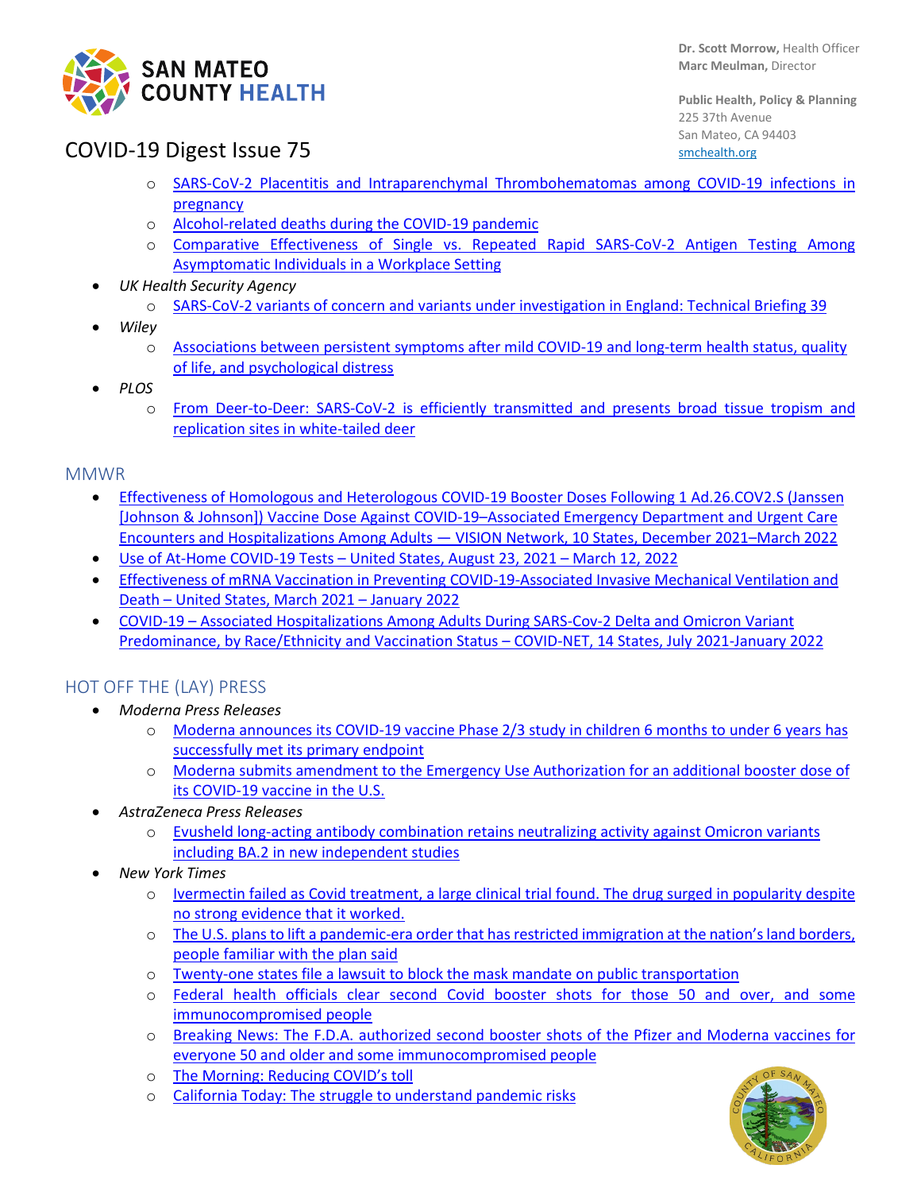- SARS-CoV-2 Placentitis and Intraparenchymal Thrombohematomas among COVID-19 infections in pregnancy
  - Alcohol-related deaths during the COVID-19 pandemic
  - Comparative Effectiveness of Single vs. Repeated Rapid SARS-CoV-2 Antigen Testing Among Asymptomatic Individuals in a Workplace Setting
- *UK Health Security Agency*
  - SARS-CoV-2 variants of concern and variants under investigation in England: Technical Briefing 39
- *Wiley*
  - Associations between persistent symptoms after mild COVID-19 and long-term health status, quality of life, and psychological distress
- *PLOS*
  - From Deer-to-Deer: SARS-CoV-2 is efficiently transmitted and presents broad tissue tropism and replication sites in white-tailed deer

## MMWR

- Effectiveness of Homologous and Heterologous COVID-19 Booster Doses Following 1 Ad.26.COV2.S (Janssen [Johnson & Johnson]) Vaccine Dose Against COVID-19–Associated Emergency Department and Urgent Care Encounters and Hospitalizations Among Adults — VISION Network, 10 States, December 2021–March 2022
- Use of At-Home COVID-19 Tests – United States, August 23, 2021 – March 12, 2022
- Effectiveness of mRNA Vaccination in Preventing COVID-19-Associated Invasive Mechanical Ventilation and Death – United States, March 2021 – January 2022
- COVID-19 – Associated Hospitalizations Among Adults During SARS-Cov-2 Delta and Omicron Variant Predominance, by Race/Ethnicity and Vaccination Status – COVID-NET, 14 States, July 2021-January 2022

## HOT OFF THE (LAY) PRESS

- *Moderna Press Releases*
  - Moderna announces its COVID-19 vaccine Phase 2/3 study in children 6 months to under 6 years has successfully met its primary endpoint
  - Moderna submits amendment to the Emergency Use Authorization for an additional booster dose of its COVID-19 vaccine in the U.S.
- *AstraZeneca Press Releases*
  - Evusheld long-acting antibody combination retains neutralizing activity against Omicron variants including BA.2 in new independent studies
- *New York Times*
  - Ivermectin failed as Covid treatment, a large clinical trial found. The drug surged in popularity despite no strong evidence that it worked.
  - The U.S. plans to lift a pandemic-era order that has restricted immigration at the nation's land borders, people familiar with the plan said
  - Twenty-one states file a lawsuit to block the mask mandate on public transportation
  - Federal health officials clear second Covid booster shots for those 50 and over, and some immunocompromised people
  - Breaking News: The F.D.A. authorized second booster shots of the Pfizer and Moderna vaccines for everyone 50 and older and some immunocompromised people
  - The Morning: Reducing COVID's toll
  - California Today: The struggle to understand pandemic risks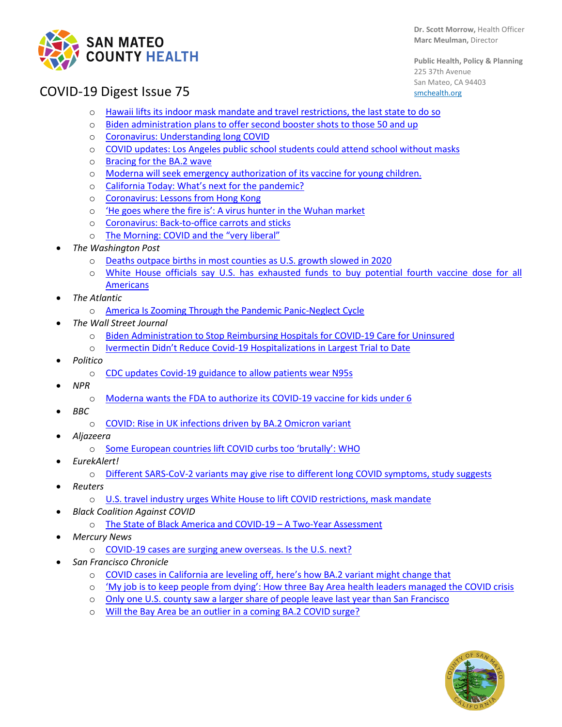- Hawaii lifts its indoor mask mandate and travel restrictions, the last state to do so
    - Biden administration plans to offer second booster shots to those 50 and up
    - Coronavirus: Understanding long COVID
    - COVID updates: Los Angeles public school students could attend school without masks
    - Bracing for the BA.2 wave
    - Moderna will seek emergency authorization of its vaccine for young children.
    - California Today: What's next for the pandemic?
    - Coronavirus: Lessons from Hong Kong
    - 'He goes where the fire is': A virus hunter in the Wuhan market
    - Coronavirus: Back-to-office carrots and sticks
    - The Morning: COVID and the "very liberal"
- *The Washington Post*
    - Deaths outpace births in most counties as U.S. growth slowed in 2020
    - White House officials say U.S. has exhausted funds to buy potential fourth vaccine dose for all Americans
- *The Atlantic*
    - America Is Zooming Through the Pandemic Panic-Neglect Cycle
- *The Wall Street Journal*
    - Biden Administration to Stop Reimbursing Hospitals for COVID-19 Care for Uninsured
    - Ivermectin Didn't Reduce Covid-19 Hospitalizations in Largest Trial to Date
- *Politico*
    - CDC updates Covid-19 guidance to allow patients wear N95s
- *NPR*
    - Moderna wants the FDA to authorize its COVID-19 vaccine for kids under 6
- *BBC*
    - COVID: Rise in UK infections driven by BA.2 Omicron variant
- *Aljazeera*
    - Some European countries lift COVID curbs too 'brutally': WHO
- *EurekAlert!*
    - Different SARS-CoV-2 variants may give rise to different long COVID symptoms, study suggests
- *Reuters*
    - U.S. travel industry urges White House to lift COVID restrictions, mask mandate
- *Black Coalition Against COVID*
    - The State of Black America and COVID-19 – A Two-Year Assessment
- *Mercury News*
    - COVID-19 cases are surging anew overseas. Is the U.S. next?
- *San Francisco Chronicle*
    - COVID cases in California are leveling off, here's how BA.2 variant might change that
    - 'My job is to keep people from dying': How three Bay Area health leaders managed the COVID crisis
    - Only one U.S. county saw a larger share of people leave last year than San Francisco
    - Will the Bay Area be an outlier in a coming BA.2 COVID surge?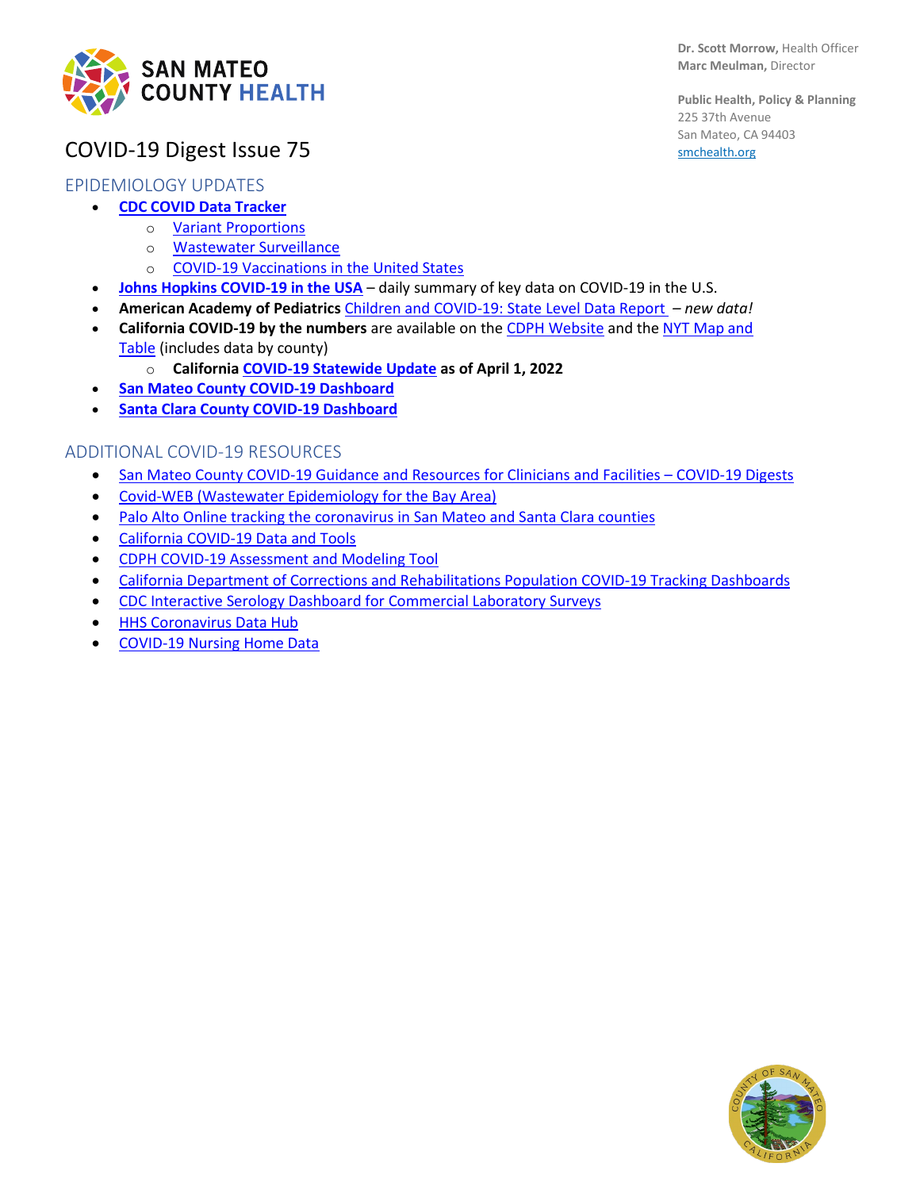Dr. Scott Morrow, Health Officer
Marc Meulman, Director

Public Health, Policy & Planning
225 37th Avenue
San Mateo, CA 94403
smchealth.org

# COVID-19 Digest Issue 75

## EPIDEMIOLOGY UPDATES

- **CDC COVID Data Tracker**
  - Variant Proportions
  - Wastewater Surveillance
  - COVID-19 Vaccinations in the United States
- **Johns Hopkins COVID-19 in the USA** – daily summary of key data on COVID-19 in the U.S.
- **American Academy of Pediatrics** Children and COVID-19: State Level Data Report – *new data!*
- **California COVID-19 by the numbers** are available on the CDPH Website and the NYT Map and Table (includes data by county)
  - **California COVID-19 Statewide Update as of April 1, 2022**
- **San Mateo County COVID-19 Dashboard**
- **Santa Clara County COVID-19 Dashboard**

## ADDITIONAL COVID-19 RESOURCES

- San Mateo County COVID-19 Guidance and Resources for Clinicians and Facilities – COVID-19 Digests
- Covid-WEB (Wastewater Epidemiology for the Bay Area)
- Palo Alto Online tracking the coronavirus in San Mateo and Santa Clara counties
- California COVID-19 Data and Tools
- CDPH COVID-19 Assessment and Modeling Tool
- California Department of Corrections and Rehabilitations Population COVID-19 Tracking Dashboards
- CDC Interactive Serology Dashboard for Commercial Laboratory Surveys
- HHS Coronavirus Data Hub
- COVID-19 Nursing Home Data